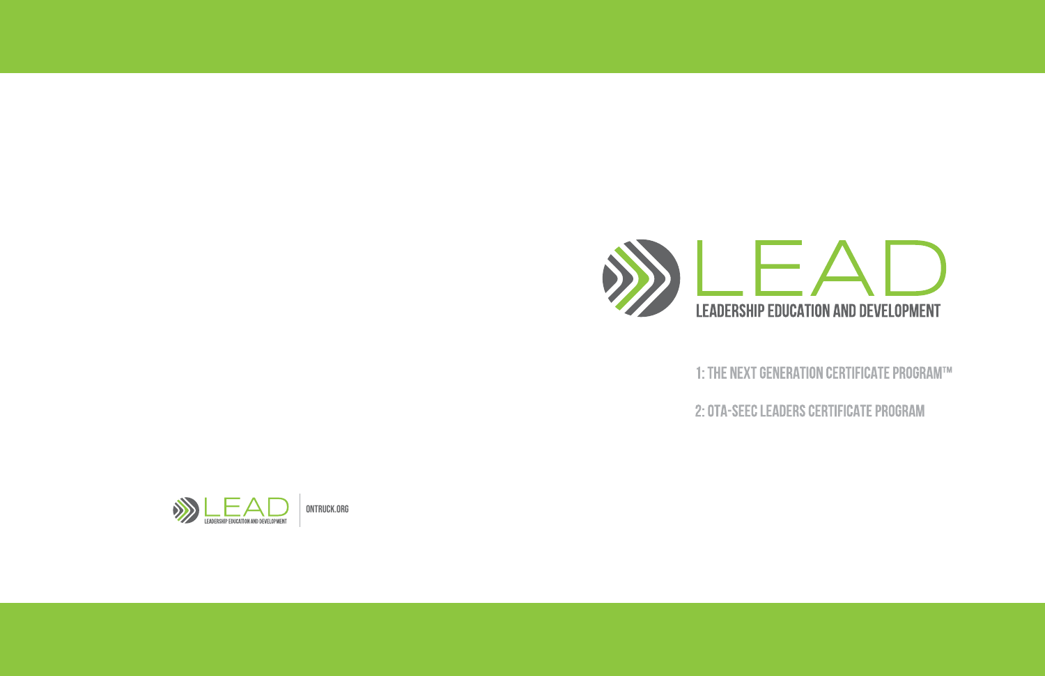# LEAD

## LEADERSHIP EDUCATION AND DEVELOPMENT

1: THE NEXT GENERATION CERTIFICATE PROGRAM™

2: OTA-SEEC LEADERS CERTIFICATE PROGRAM

LEAD
LEADERSHIP EDUCATION AND DEVELOPMENT

ONTRUCK.ORG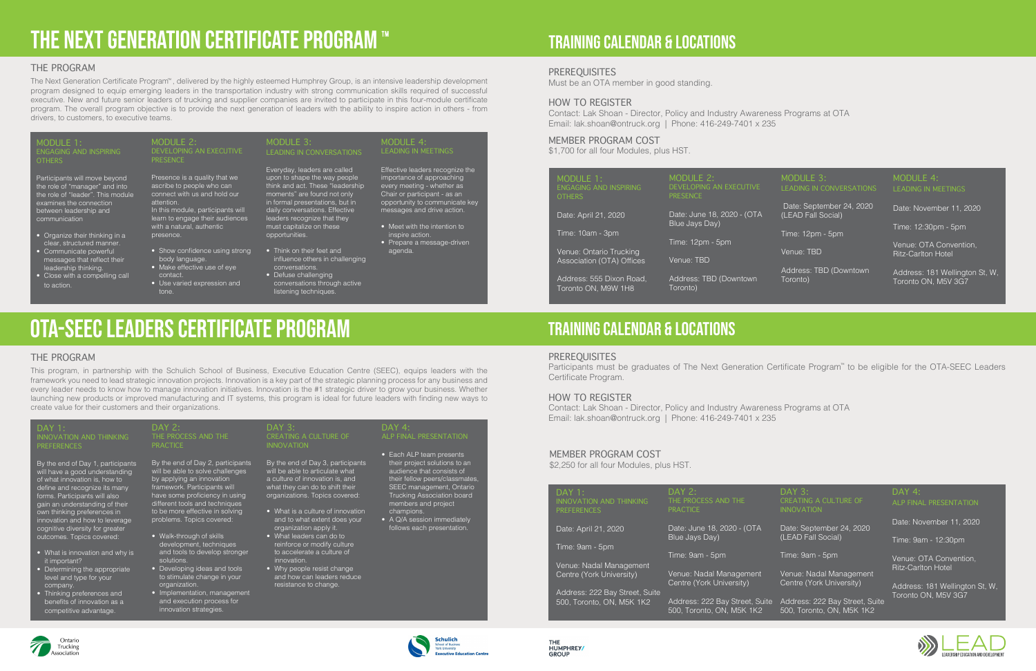# THE NEXT GENERATION CERTIFICATE PROGRAM ™

## THE PROGRAM

The Next Generation Certificate Program™, delivered by the highly esteemed Humphrey Group, is an intensive leadership development program designed to equip emerging leaders in the transportation industry with strong communication skills required of successful executive. New and future senior leaders of trucking and supplier companies are invited to participate in this four-module certificate program. The overall program objective is to provide the next generation of leaders with the ability to inspire action in others - from drivers, to customers, to executive teams.

### MODULE 1: ENGAGING AND INSPIRING OTHERS

Participants will move beyond the role of "manager" and into the role of "leader". This module examines the connection between leadership and communication

- Organize their thinking in a clear, structured manner.
- Communicate powerful messages that reflect their leadership thinking.
- Close with a compelling call to action.

### MODULE 2: DEVELOPING AN EXECUTIVE PRESENCE

Presence is a quality that we ascribe to people who can connect with us and hold our attention.
In this module, participants will learn to engage their audiences with a natural, authentic presence.

- Show confidence using strong body language.
- Make effective use of eye contact.
- Use varied expression and tone.

### MODULE 3: LEADING IN CONVERSATIONS

Everyday, leaders are called upon to shape the way people think and act. These "leadership moments" are found not only in formal presentations, but in daily conversations. Effective leaders recognize that they must capitalize on these opportunities.

- Think on their feet and influence others in challenging conversations.
- Defuse challenging conversations through active listening techniques.

### MODULE 4: LEADING IN MEETINGS

Effective leaders recognize the importance of approaching every meeting - whether as Chair or participant - as an opportunity to communicate key messages and drive action.

- Meet with the intention to inspire action.
- Prepare a message-driven agenda.

# TRAINING CALENDAR & LOCATIONS

## PREREQUISITES

Must be an OTA member in good standing.

## HOW TO REGISTER

Contact: Lak Shoan - Director, Policy and Industry Awareness Programs at OTA
Email: lak.shoan@ontruck.org | Phone: 416-249-7401 x 235

## MEMBER PROGRAM COST

$1,700 for all four Modules, plus HST.

| MODULE 1: ENGAGING AND INSPIRING OTHERS | MODULE 2: DEVELOPING AN EXECUTIVE PRESENCE | MODULE 3: LEADING IN CONVERSATIONS | MODULE 4: LEADING IN MEETINGS |
|---|---|---|---|
| Date: April 21, 2020 | Date: June 18, 2020 - (OTA Blue Jays Day) | Date: September 24, 2020 (LEAD Fall Social) | Date: November 11, 2020 |
| Time: 10am - 3pm | Time: 12pm - 5pm | Time: 12pm - 5pm | Time: 12:30pm - 5pm |
| Venue: Ontario Trucking Association (OTA) Offices | Venue: TBD | Venue: TBD | Venue: OTA Convention, Ritz-Carlton Hotel |
| Address: 555 Dixon Road, Toronto ON, M9W 1H8 | Address: TBD (Downtown Toronto) | Address: TBD (Downtown Toronto) | Address: 181 Wellington St, W, Toronto ON, M5V 3G7 |

# OTA-SEEC LEADERS CERTIFICATE PROGRAM

## THE PROGRAM

This program, in partnership with the Schulich School of Business, Executive Education Centre (SEEC), equips leaders with the framework you need to lead strategic innovation projects. Innovation is a key part of the strategic planning process for any business and every leader needs to know how to manage innovation initiatives. Innovation is the #1 strategic driver to grow your business. Whether launching new products or improved manufacturing and IT systems, this program is ideal for future leaders with finding new ways to create value for their customers and their organizations.

### DAY 1: INNOVATION AND THINKING PREFERENCES

By the end of Day 1, participants will have a good understanding of what innovation is, how to define and recognize its many forms. Participants will also gain an understanding of their own thinking preferences in innovation and how to leverage cognitive diversity for greater outcomes. Topics covered:

- What is innovation and why is it important?
- Determining the appropriate level and type for your company.
- Thinking preferences and benefits of innovation as a competitive advantage.

### DAY 2: THE PROCESS AND THE PRACTICE

By the end of Day 2, participants will be able to solve challenges by applying an innovation framework. Participants will have some proficiency in using different tools and techniques to be more effective in solving problems. Topics covered:

- Walk-through of skills development, techniques and tools to develop stronger solutions.
- Developing ideas and tools to stimulate change in your organization.
- Implementation, management and execution process for innovation strategies.

### DAY 3: CREATING A CULTURE OF INNOVATION

By the end of Day 3, participants will be able to articulate what a culture of innovation is, and what they can do to shift their organizations. Topics covered:

- What is a culture of innovation and to what extent does your organization apply it.
- What leaders can do to reinforce or modify culture to accelerate a culture of innovation.
- Why people resist change and how can leaders reduce resistance to change.

### DAY 4: ALP FINAL PRESENTATION

- Each ALP team presents their project solutions to an audience that consists of their fellow peers/classmates, SEEC management, Ontario Trucking Association board members and project champions.
- A Q/A session immediately follows each presentation.

# TRAINING CALENDAR & LOCATIONS

## PREREQUISITES

Participants must be graduates of The Next Generation Certificate Program™ to be eligible for the OTA-SEEC Leaders Certificate Program.

## HOW TO REGISTER

Contact: Lak Shoan - Director, Policy and Industry Awareness Programs at OTA
Email: lak.shoan@ontruck.org | Phone: 416-249-7401 x 235

## MEMBER PROGRAM COST

$2,250 for all four Modules, plus HST.

| DAY 1: INNOVATION AND THINKING PREFERENCES | DAY 2: THE PROCESS AND THE PRACTICE | DAY 3: CREATING A CULTURE OF INNOVATION | DAY 4: ALP FINAL PRESENTATION |
|---|---|---|---|
| Date: April 21, 2020 | Date: June 18, 2020 - (OTA Blue Jays Day) | Date: September 24, 2020 (LEAD Fall Social) | Date: November 11, 2020 |
| Time: 9am - 5pm | Time: 9am - 5pm | Time: 9am - 5pm | Time: 9am - 12:30pm |
| Venue: Nadal Management Centre (York University) | Venue: Nadal Management Centre (York University) | Venue: Nadal Management Centre (York University) | Venue: OTA Convention, Ritz-Carlton Hotel |
| Address: 222 Bay Street, Suite 500, Toronto, ON, M5K 1K2 | Address: 222 Bay Street, Suite 500, Toronto, ON, M5K 1K2 | Address: 222 Bay Street, Suite 500, Toronto, ON, M5K 1K2 | Address: 181 Wellington St, W, Toronto ON, M5V 3G7 |

Ontario Trucking Association

Schulich School of Business, York University, Executive Education Centre

THE HUMPHREY GROUP

LEAD LEADERSHIP EDUCATION AND DEVELOPMENT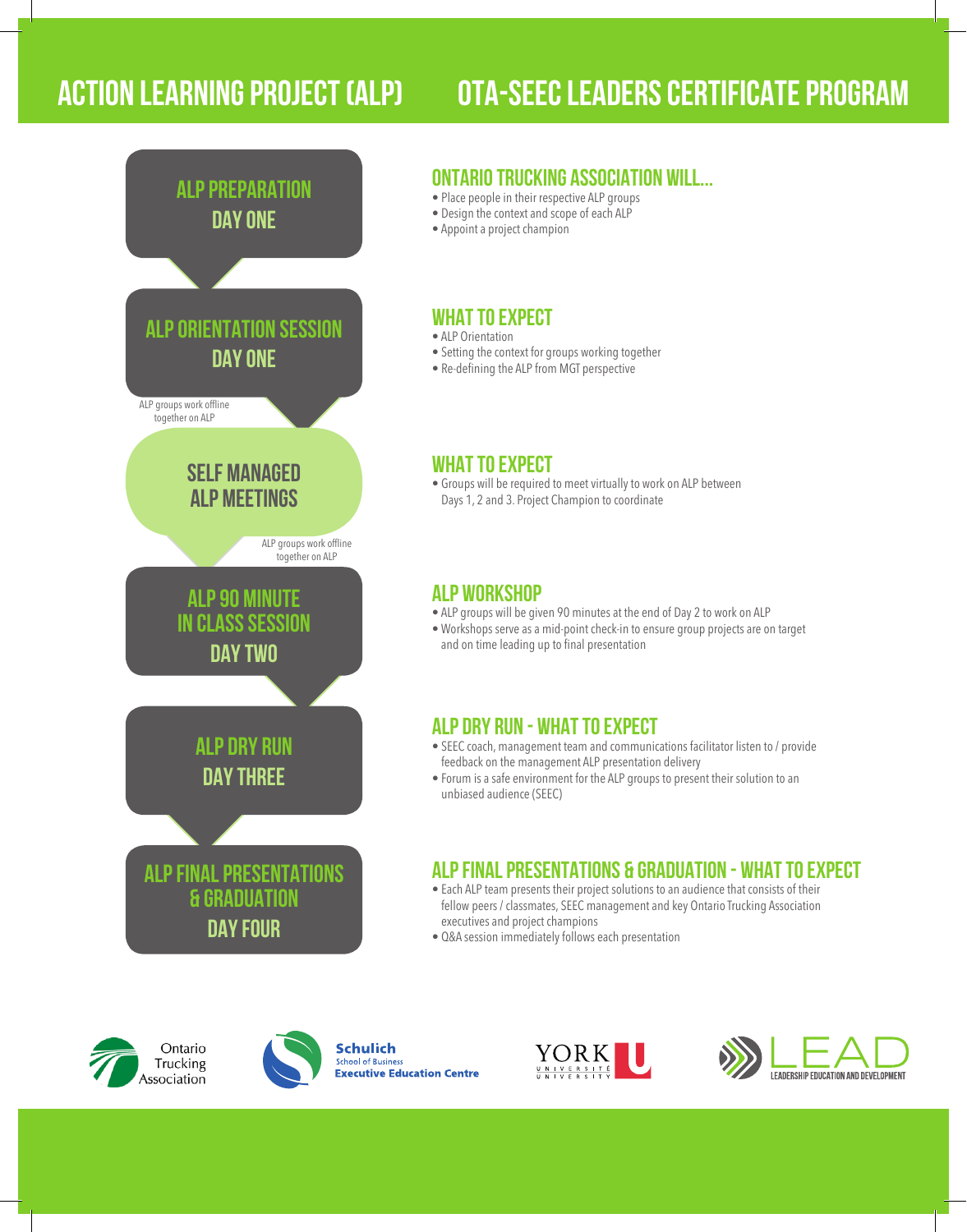# ACTION LEARNING PROJECT (ALP)

# OTA-SEEC LEADERS CERTIFICATE PROGRAM

**ALP PREPARATION**
**DAY ONE**

## ONTARIO TRUCKING ASSOCIATION WILL...

- Place people in their respective ALP groups
- Design the context and scope of each ALP
- Appoint a project champion

**ALP ORIENTATION SESSION**
**DAY ONE**

## WHAT TO EXPECT

- ALP Orientation
- Setting the context for groups working together
- Re-defining the ALP from MGT perspective

ALP groups work offline together on ALP

**SELF MANAGED ALP MEETINGS**

## WHAT TO EXPECT

- Groups will be required to meet virtually to work on ALP between Days 1, 2 and 3. Project Champion to coordinate

ALP groups work offline together on ALP

**ALP 90 MINUTE IN CLASS SESSION**
**DAY TWO**

## ALP WORKSHOP

- ALP groups will be given 90 minutes at the end of Day 2 to work on ALP
- Workshops serve as a mid-point check-in to ensure group projects are on target and on time leading up to final presentation

**ALP DRY RUN**
**DAY THREE**

## ALP DRY RUN - WHAT TO EXPECT

- SEEC coach, management team and communications facilitator listen to / provide feedback on the management ALP presentation delivery
- Forum is a safe environment for the ALP groups to present their solution to an unbiased audience (SEEC)

**ALP FINAL PRESENTATIONS & GRADUATION**
**DAY FOUR**

## ALP FINAL PRESENTATIONS & GRADUATION - WHAT TO EXPECT

- Each ALP team presents their project solutions to an audience that consists of their fellow peers / classmates, SEEC management and key Ontario Trucking Association executives and project champions
- Q&A session immediately follows each presentation

Ontario Trucking Association

Schulich School of Business Executive Education Centre

YORK UNIVERSITÉ UNIVERSITY

LEAD LEADERSHIP EDUCATION AND DEVELOPMENT